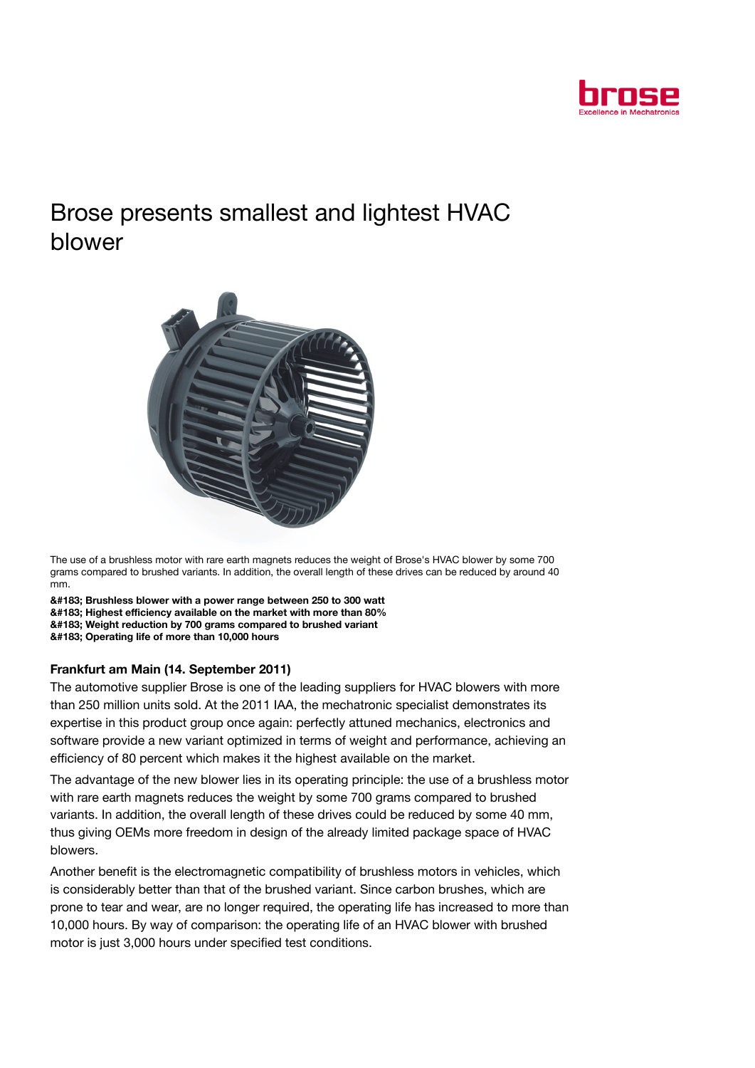# Brose presents smallest and lightest HVAC blower

The use of a brushless motor with rare earth magnets reduces the weight of Brose's HVAC blower by some 700 grams compared to brushed variants. In addition, the overall length of these drives can be reduced by around 40 mm.

**&#183; Brushless blower with a power range between 250 to 300 watt**
**&#183; Highest efficiency available on the market with more than 80%**
**&#183; Weight reduction by 700 grams compared to brushed variant**
**&#183; Operating life of more than 10,000 hours**

**Frankfurt am Main (14. September 2011)**

The automotive supplier Brose is one of the leading suppliers for HVAC blowers with more than 250 million units sold. At the 2011 IAA, the mechatronic specialist demonstrates its expertise in this product group once again: perfectly attuned mechanics, electronics and software provide a new variant optimized in terms of weight and performance, achieving an efficiency of 80 percent which makes it the highest available on the market.

The advantage of the new blower lies in its operating principle: the use of a brushless motor with rare earth magnets reduces the weight by some 700 grams compared to brushed variants. In addition, the overall length of these drives could be reduced by some 40 mm, thus giving OEMs more freedom in design of the already limited package space of HVAC blowers.

Another benefit is the electromagnetic compatibility of brushless motors in vehicles, which is considerably better than that of the brushed variant. Since carbon brushes, which are prone to tear and wear, are no longer required, the operating life has increased to more than 10,000 hours. By way of comparison: the operating life of an HVAC blower with brushed motor is just 3,000 hours under specified test conditions.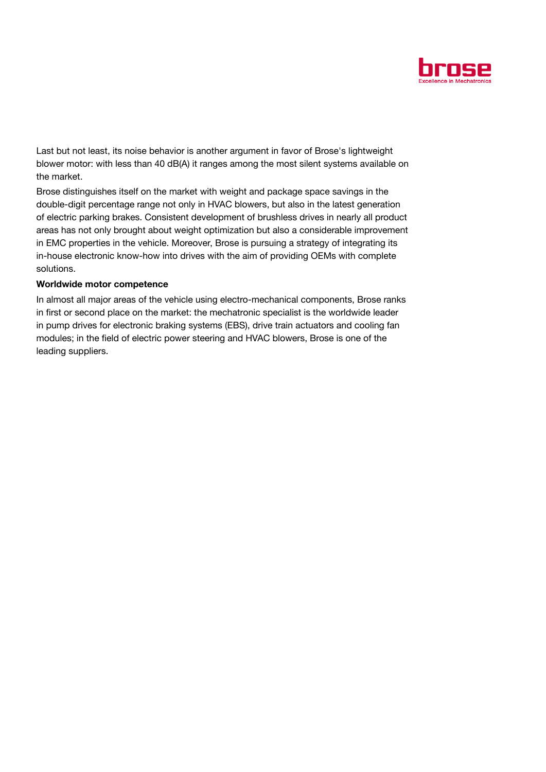Last but not least, its noise behavior is another argument in favor of Brose's lightweight blower motor: with less than 40 dB(A) it ranges among the most silent systems available on the market.

Brose distinguishes itself on the market with weight and package space savings in the double-digit percentage range not only in HVAC blowers, but also in the latest generation of electric parking brakes. Consistent development of brushless drives in nearly all product areas has not only brought about weight optimization but also a considerable improvement in EMC properties in the vehicle. Moreover, Brose is pursuing a strategy of integrating its in-house electronic know-how into drives with the aim of providing OEMs with complete solutions.

**Worldwide motor competence**

In almost all major areas of the vehicle using electro-mechanical components, Brose ranks in first or second place on the market: the mechatronic specialist is the worldwide leader in pump drives for electronic braking systems (EBS), drive train actuators and cooling fan modules; in the field of electric power steering and HVAC blowers, Brose is one of the leading suppliers.